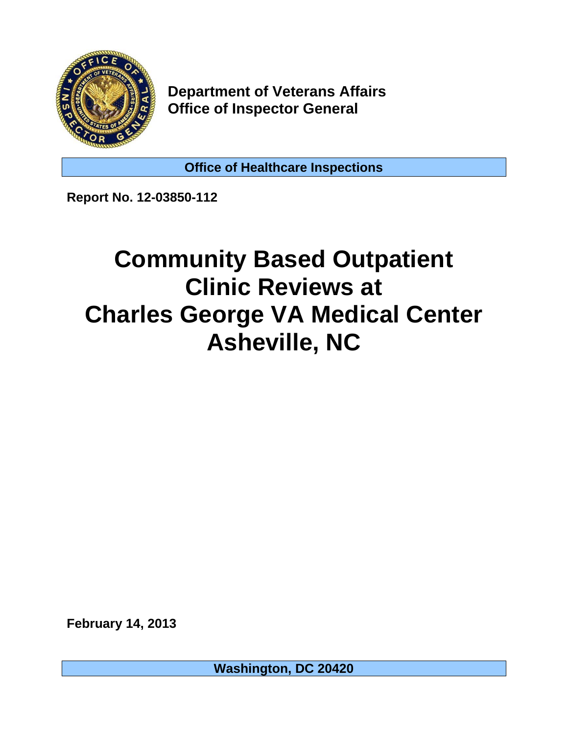**Department of Veterans Affairs**
**Office of Inspector General**

**Office of Healthcare Inspections**

**Report No. 12-03850-112**

# Community Based Outpatient Clinic Reviews at Charles George VA Medical Center Asheville, NC

**February 14, 2013**

**Washington, DC 20420**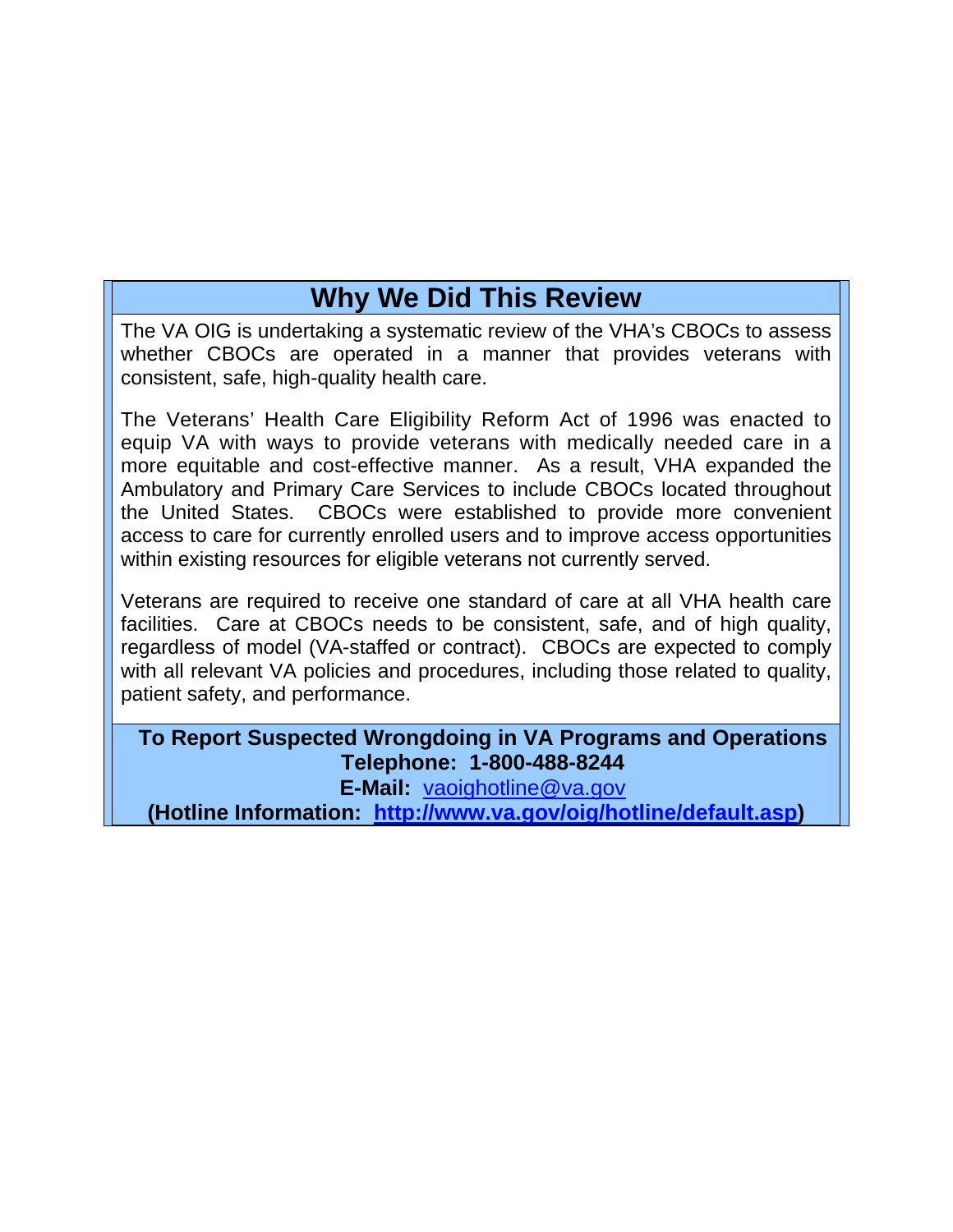# Why We Did This Review

The VA OIG is undertaking a systematic review of the VHA's CBOCs to assess whether CBOCs are operated in a manner that provides veterans with consistent, safe, high-quality health care.

The Veterans' Health Care Eligibility Reform Act of 1996 was enacted to equip VA with ways to provide veterans with medically needed care in a more equitable and cost-effective manner. As a result, VHA expanded the Ambulatory and Primary Care Services to include CBOCs located throughout the United States. CBOCs were established to provide more convenient access to care for currently enrolled users and to improve access opportunities within existing resources for eligible veterans not currently served.

Veterans are required to receive one standard of care at all VHA health care facilities. Care at CBOCs needs to be consistent, safe, and of high quality, regardless of model (VA-staffed or contract). CBOCs are expected to comply with all relevant VA policies and procedures, including those related to quality, patient safety, and performance.

**To Report Suspected Wrongdoing in VA Programs and Operations**
**Telephone: 1-800-488-8244**
**E-Mail:** vaoighotline@va.gov
**(Hotline Information: http://www.va.gov/oig/hotline/default.asp)**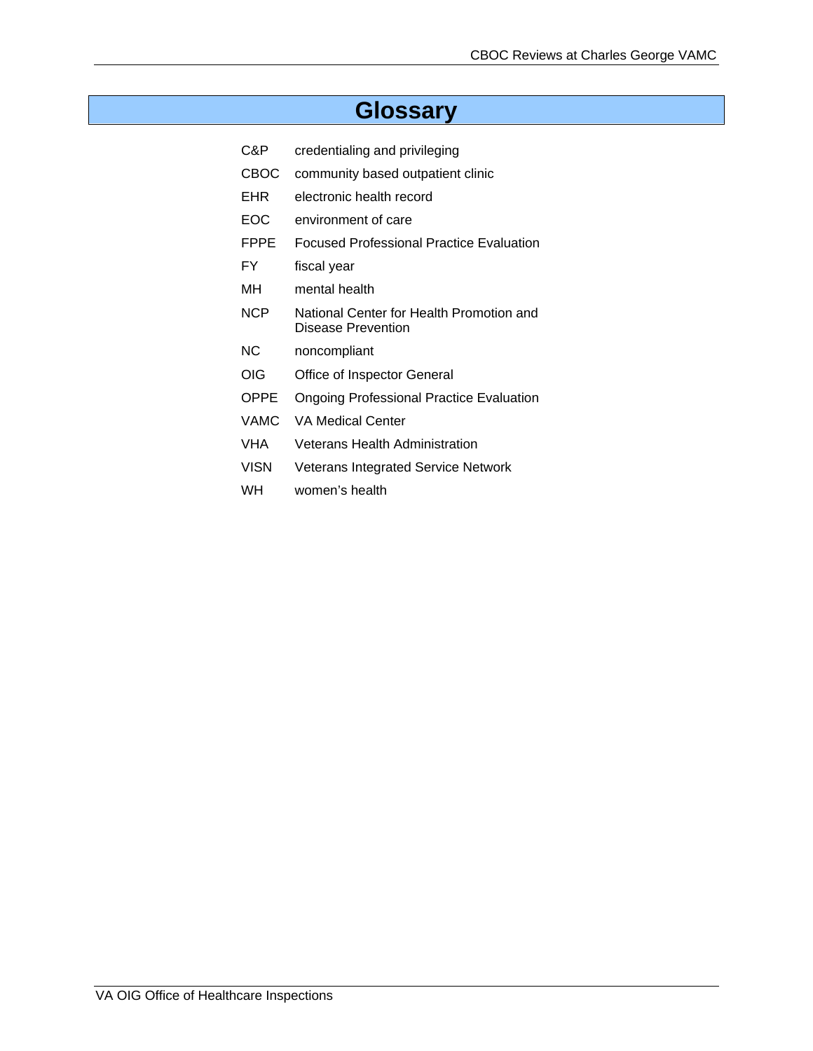# Glossary

| | |
|---|---|
| C&P | credentialing and privileging |
| CBOC | community based outpatient clinic |
| EHR | electronic health record |
| EOC | environment of care |
| FPPE | Focused Professional Practice Evaluation |
| FY | fiscal year |
| MH | mental health |
| NCP | National Center for Health Promotion and Disease Prevention |
| NC | noncompliant |
| OIG | Office of Inspector General |
| OPPE | Ongoing Professional Practice Evaluation |
| VAMC | VA Medical Center |
| VHA | Veterans Health Administration |
| VISN | Veterans Integrated Service Network |
| WH | women's health |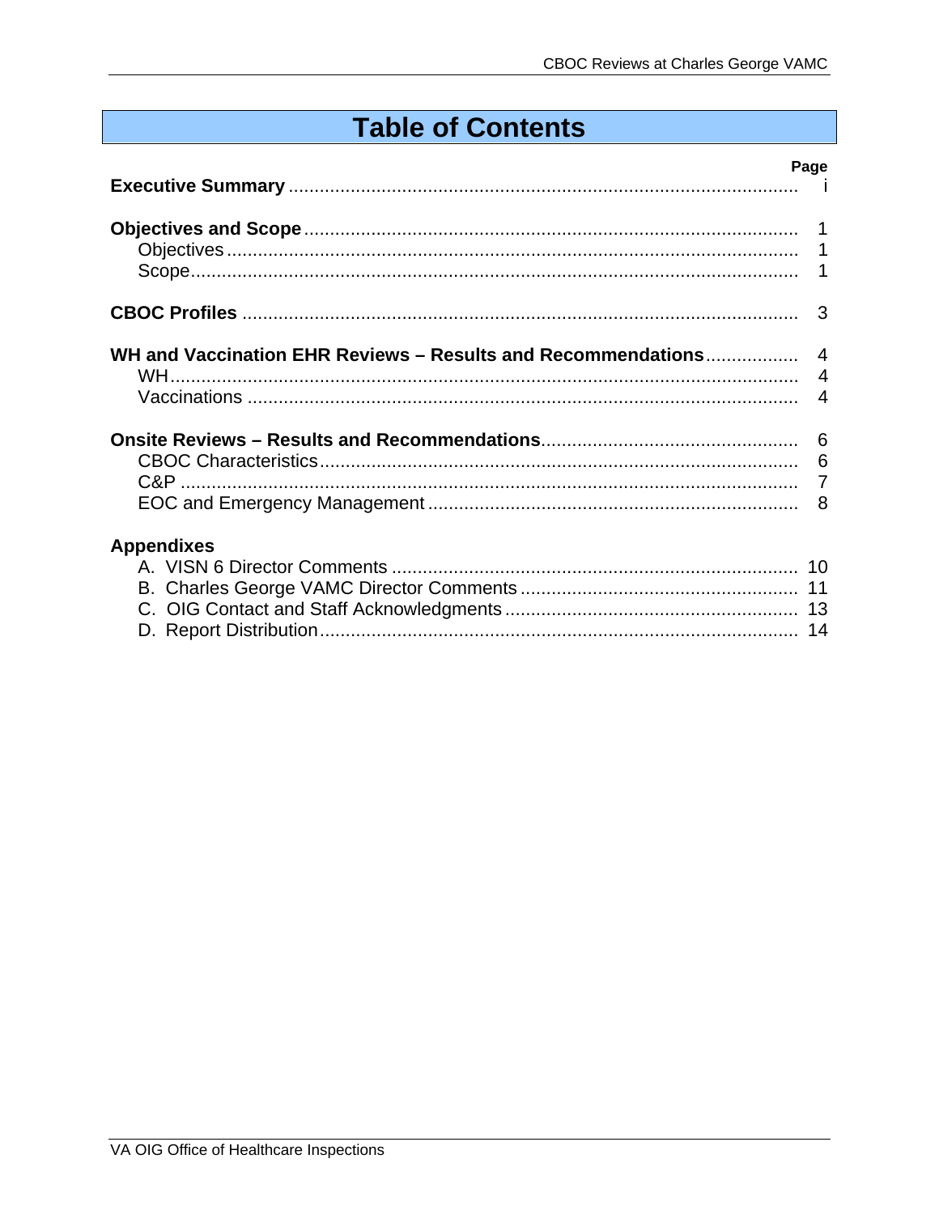# Table of Contents

| | Page |
|---|---|
| **Executive Summary** | i |
| **Objectives and Scope** | 1 |
| Objectives | 1 |
| Scope | 1 |
| **CBOC Profiles** | 3 |
| **WH and Vaccination EHR Reviews – Results and Recommendations** | 4 |
| WH | 4 |
| Vaccinations | 4 |
| **Onsite Reviews – Results and Recommendations** | 6 |
| CBOC Characteristics | 6 |
| C&P | 7 |
| EOC and Emergency Management | 8 |
| **Appendixes** | |
| A. VISN 6 Director Comments | 10 |
| B. Charles George VAMC Director Comments | 11 |
| C. OIG Contact and Staff Acknowledgments | 13 |
| D. Report Distribution | 14 |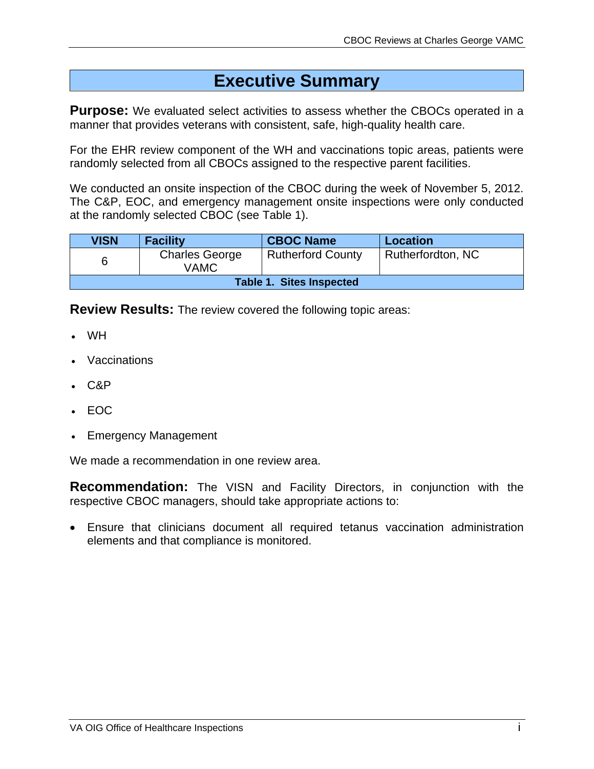# Executive Summary

**Purpose:** We evaluated select activities to assess whether the CBOCs operated in a manner that provides veterans with consistent, safe, high-quality health care.

For the EHR review component of the WH and vaccinations topic areas, patients were randomly selected from all CBOCs assigned to the respective parent facilities.

We conducted an onsite inspection of the CBOC during the week of November 5, 2012. The C&P, EOC, and emergency management onsite inspections were only conducted at the randomly selected CBOC (see Table 1).

| VISN | Facility | CBOC Name | Location |
|---|---|---|---|
| 6 | Charles George VAMC | Rutherford County | Rutherfordton, NC |

**Table 1. Sites Inspected**

**Review Results:** The review covered the following topic areas:

- WH
- Vaccinations
- C&P
- EOC
- Emergency Management

We made a recommendation in one review area.

**Recommendation:** The VISN and Facility Directors, in conjunction with the respective CBOC managers, should take appropriate actions to:

- Ensure that clinicians document all required tetanus vaccination administration elements and that compliance is monitored.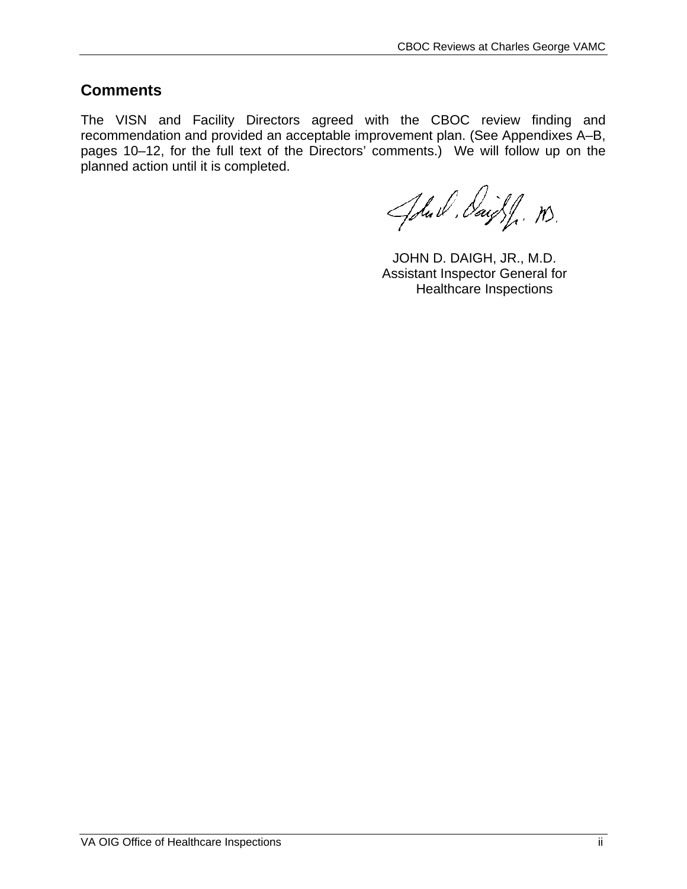## Comments

The VISN and Facility Directors agreed with the CBOC review finding and recommendation and provided an acceptable improvement plan. (See Appendixes A–B, pages 10–12, for the full text of the Directors' comments.) We will follow up on the planned action until it is completed.

JOHN D. DAIGH, JR., M.D.
Assistant Inspector General for
Healthcare Inspections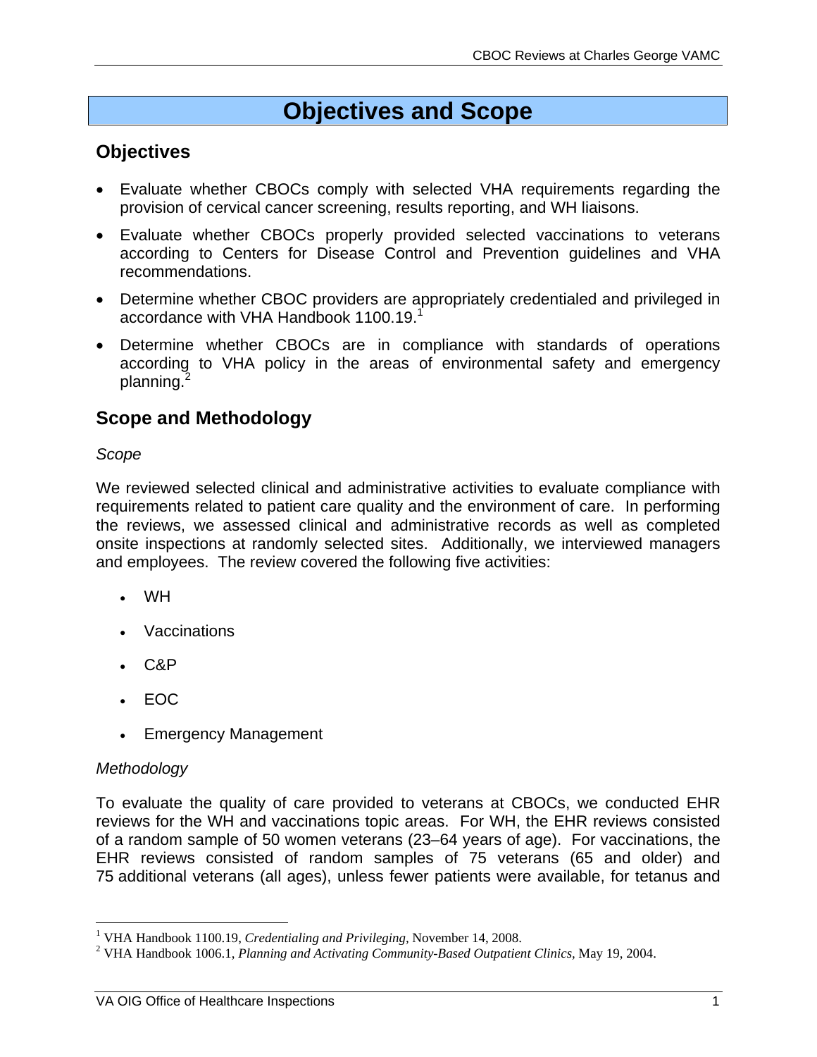# Objectives and Scope

## Objectives

- Evaluate whether CBOCs comply with selected VHA requirements regarding the provision of cervical cancer screening, results reporting, and WH liaisons.
- Evaluate whether CBOCs properly provided selected vaccinations to veterans according to Centers for Disease Control and Prevention guidelines and VHA recommendations.
- Determine whether CBOC providers are appropriately credentialed and privileged in accordance with VHA Handbook 1100.19.[1]
- Determine whether CBOCs are in compliance with standards of operations according to VHA policy in the areas of environmental safety and emergency planning.[2]

## Scope and Methodology

*Scope*

We reviewed selected clinical and administrative activities to evaluate compliance with requirements related to patient care quality and the environment of care. In performing the reviews, we assessed clinical and administrative records as well as completed onsite inspections at randomly selected sites. Additionally, we interviewed managers and employees. The review covered the following five activities:

- WH
- Vaccinations
- C&P
- EOC
- Emergency Management

*Methodology*

To evaluate the quality of care provided to veterans at CBOCs, we conducted EHR reviews for the WH and vaccinations topic areas. For WH, the EHR reviews consisted of a random sample of 50 women veterans (23–64 years of age). For vaccinations, the EHR reviews consisted of random samples of 75 veterans (65 and older) and 75 additional veterans (all ages), unless fewer patients were available, for tetanus and

---

[1] VHA Handbook 1100.19, *Credentialing and Privileging*, November 14, 2008.

[2] VHA Handbook 1006.1, *Planning and Activating Community-Based Outpatient Clinics*, May 19, 2004.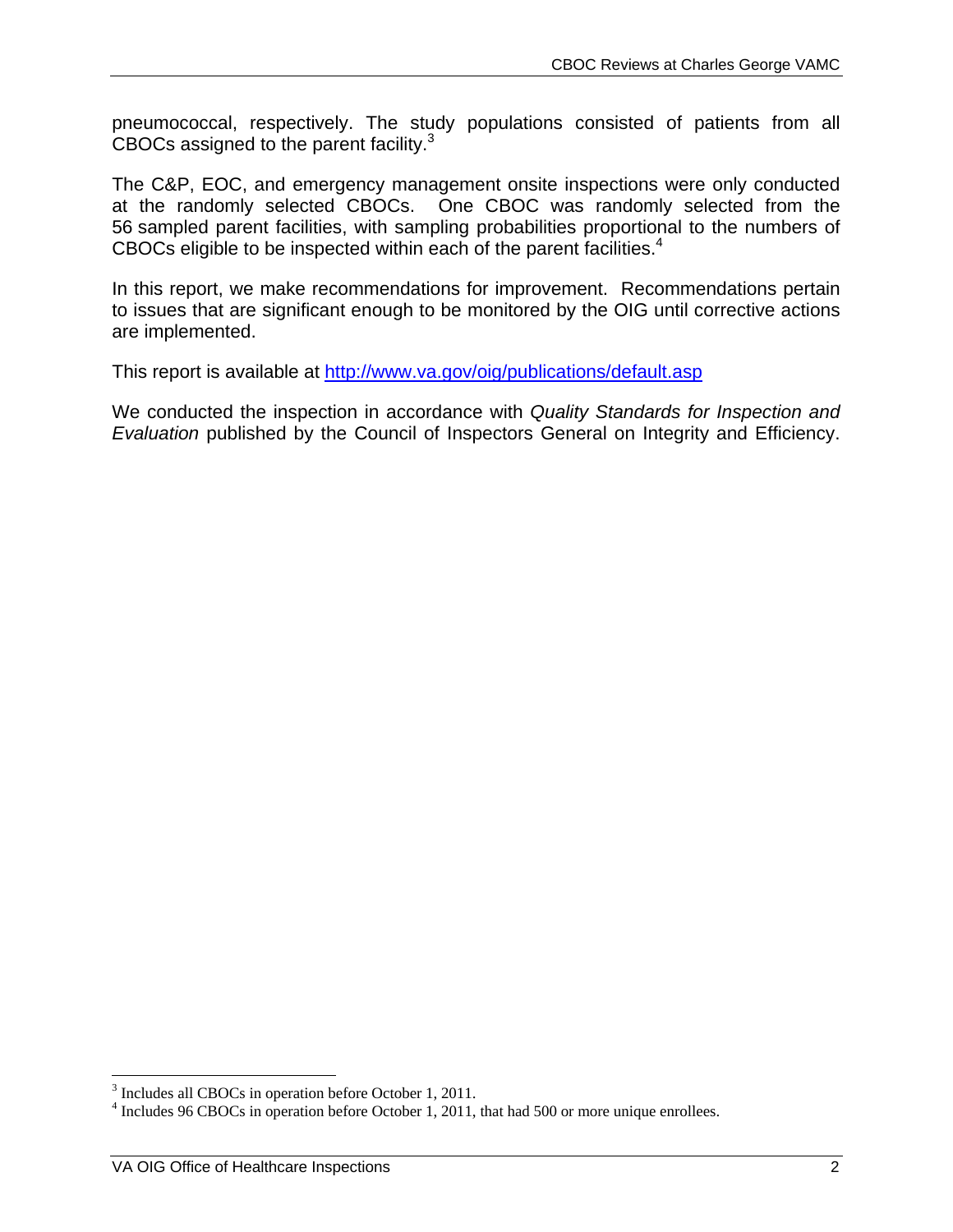pneumococcal, respectively. The study populations consisted of patients from all CBOCs assigned to the parent facility.[3]

The C&P, EOC, and emergency management onsite inspections were only conducted at the randomly selected CBOCs. One CBOC was randomly selected from the 56 sampled parent facilities, with sampling probabilities proportional to the numbers of CBOCs eligible to be inspected within each of the parent facilities.[4]

In this report, we make recommendations for improvement. Recommendations pertain to issues that are significant enough to be monitored by the OIG until corrective actions are implemented.

This report is available at http://www.va.gov/oig/publications/default.asp

We conducted the inspection in accordance with *Quality Standards for Inspection and Evaluation* published by the Council of Inspectors General on Integrity and Efficiency.

[3] Includes all CBOCs in operation before October 1, 2011.

[4] Includes 96 CBOCs in operation before October 1, 2011, that had 500 or more unique enrollees.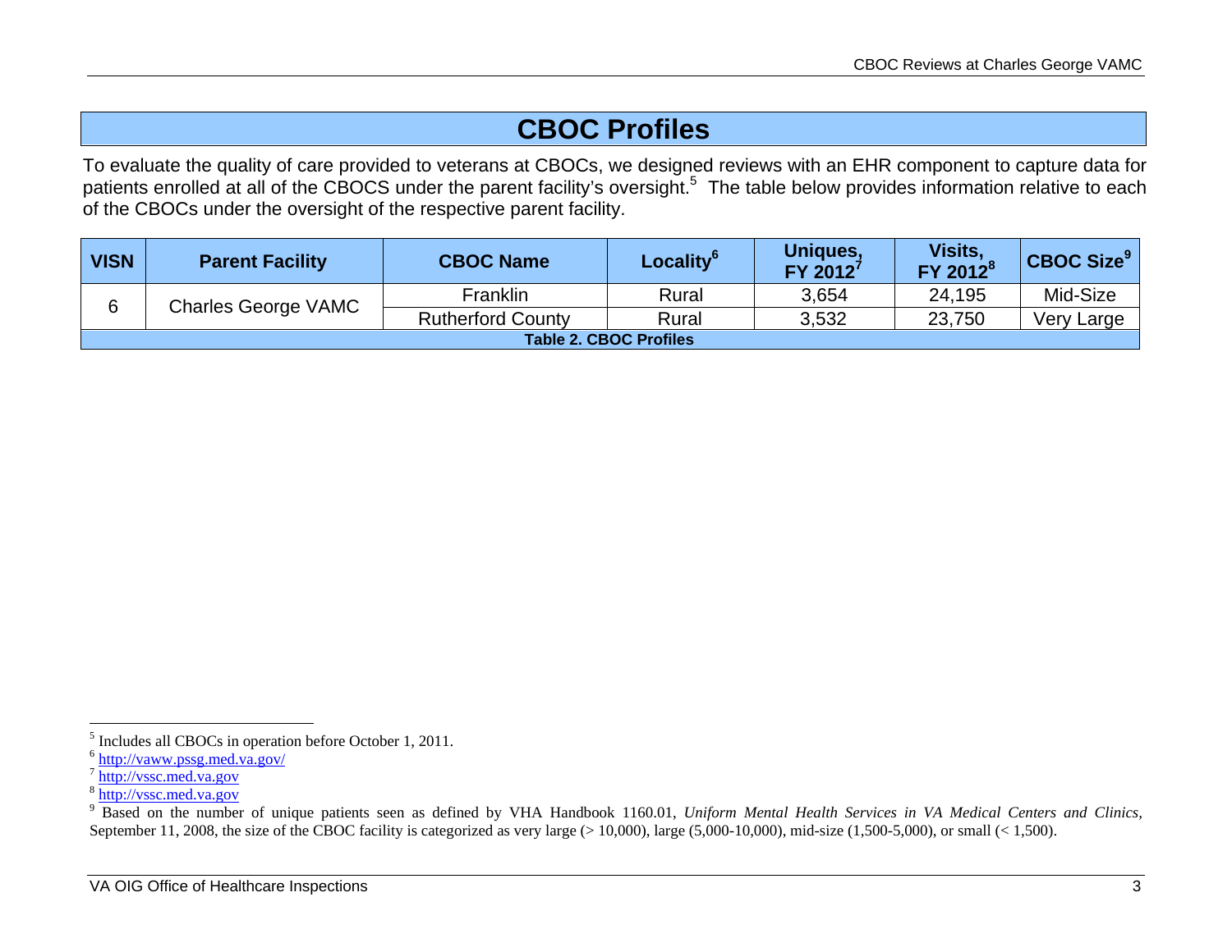# CBOC Profiles

To evaluate the quality of care provided to veterans at CBOCs, we designed reviews with an EHR component to capture data for patients enrolled at all of the CBOCS under the parent facility's oversight.[5] The table below provides information relative to each of the CBOCs under the oversight of the respective parent facility.

| VISN | Parent Facility | CBOC Name | Locality[6] | Uniques, FY 2012[7] | Visits, FY 2012[8] | CBOC Size[9] |
|---|---|---|---|---|---|---|
| 6 | Charles George VAMC | Franklin | Rural | 3,654 | 24,195 | Mid-Size |
| | | Rutherford County | Rural | 3,532 | 23,750 | Very Large |

**Table 2. CBOC Profiles**

---

[5] Includes all CBOCs in operation before October 1, 2011.

[6] http://vaww.pssg.med.va.gov/

[7] http://vssc.med.va.gov

[8] http://vssc.med.va.gov

[9] Based on the number of unique patients seen as defined by VHA Handbook 1160.01, *Uniform Mental Health Services in VA Medical Centers and Clinics*, September 11, 2008, the size of the CBOC facility is categorized as very large (> 10,000), large (5,000-10,000), mid-size (1,500-5,000), or small (< 1,500).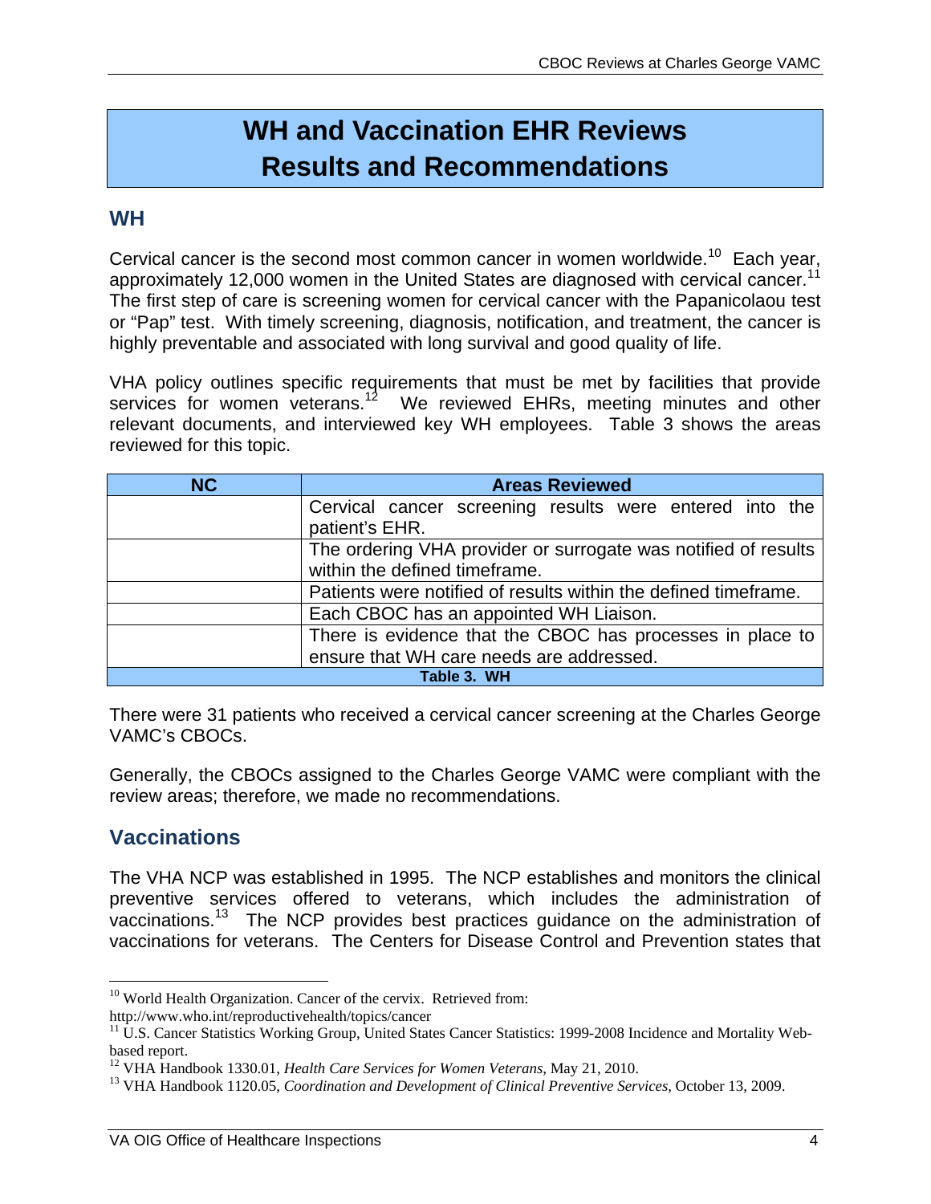# WH and Vaccination EHR Reviews Results and Recommendations

## WH

Cervical cancer is the second most common cancer in women worldwide.[10] Each year, approximately 12,000 women in the United States are diagnosed with cervical cancer.[11] The first step of care is screening women for cervical cancer with the Papanicolaou test or "Pap" test. With timely screening, diagnosis, notification, and treatment, the cancer is highly preventable and associated with long survival and good quality of life.

VHA policy outlines specific requirements that must be met by facilities that provide services for women veterans.[12] We reviewed EHRs, meeting minutes and other relevant documents, and interviewed key WH employees. Table 3 shows the areas reviewed for this topic.

| NC | Areas Reviewed |
|---|---|
| | Cervical cancer screening results were entered into the patient's EHR. |
| | The ordering VHA provider or surrogate was notified of results within the defined timeframe. |
| | Patients were notified of results within the defined timeframe. |
| | Each CBOC has an appointed WH Liaison. |
| | There is evidence that the CBOC has processes in place to ensure that WH care needs are addressed. |

**Table 3. WH**

There were 31 patients who received a cervical cancer screening at the Charles George VAMC's CBOCs.

Generally, the CBOCs assigned to the Charles George VAMC were compliant with the review areas; therefore, we made no recommendations.

## Vaccinations

The VHA NCP was established in 1995. The NCP establishes and monitors the clinical preventive services offered to veterans, which includes the administration of vaccinations.[13] The NCP provides best practices guidance on the administration of vaccinations for veterans. The Centers for Disease Control and Prevention states that

---

[10] World Health Organization. Cancer of the cervix. Retrieved from: http://www.who.int/reproductivehealth/topics/cancer

[11] U.S. Cancer Statistics Working Group, United States Cancer Statistics: 1999-2008 Incidence and Mortality Web-based report.

[12] VHA Handbook 1330.01, *Health Care Services for Women Veterans,* May 21, 2010.

[13] VHA Handbook 1120.05, *Coordination and Development of Clinical Preventive Services*, October 13, 2009.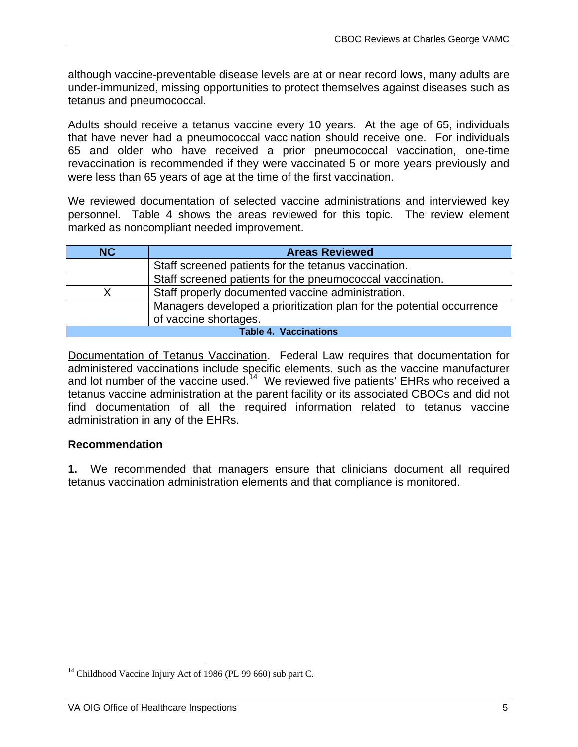although vaccine-preventable disease levels are at or near record lows, many adults are under-immunized, missing opportunities to protect themselves against diseases such as tetanus and pneumococcal.

Adults should receive a tetanus vaccine every 10 years. At the age of 65, individuals that have never had a pneumococcal vaccination should receive one. For individuals 65 and older who have received a prior pneumococcal vaccination, one-time revaccination is recommended if they were vaccinated 5 or more years previously and were less than 65 years of age at the time of the first vaccination.

We reviewed documentation of selected vaccine administrations and interviewed key personnel. Table 4 shows the areas reviewed for this topic. The review element marked as noncompliant needed improvement.

| NC | Areas Reviewed |
|---|---|
| | Staff screened patients for the tetanus vaccination. |
| | Staff screened patients for the pneumococcal vaccination. |
| X | Staff properly documented vaccine administration. |
| | Managers developed a prioritization plan for the potential occurrence of vaccine shortages. |

**Table 4. Vaccinations**

Documentation of Tetanus Vaccination. Federal Law requires that documentation for administered vaccinations include specific elements, such as the vaccine manufacturer and lot number of the vaccine used.[14] We reviewed five patients' EHRs who received a tetanus vaccine administration at the parent facility or its associated CBOCs and did not find documentation of all the required information related to tetanus vaccine administration in any of the EHRs.

### Recommendation

**1.** We recommended that managers ensure that clinicians document all required tetanus vaccination administration elements and that compliance is monitored.

[14] Childhood Vaccine Injury Act of 1986 (PL 99 660) sub part C.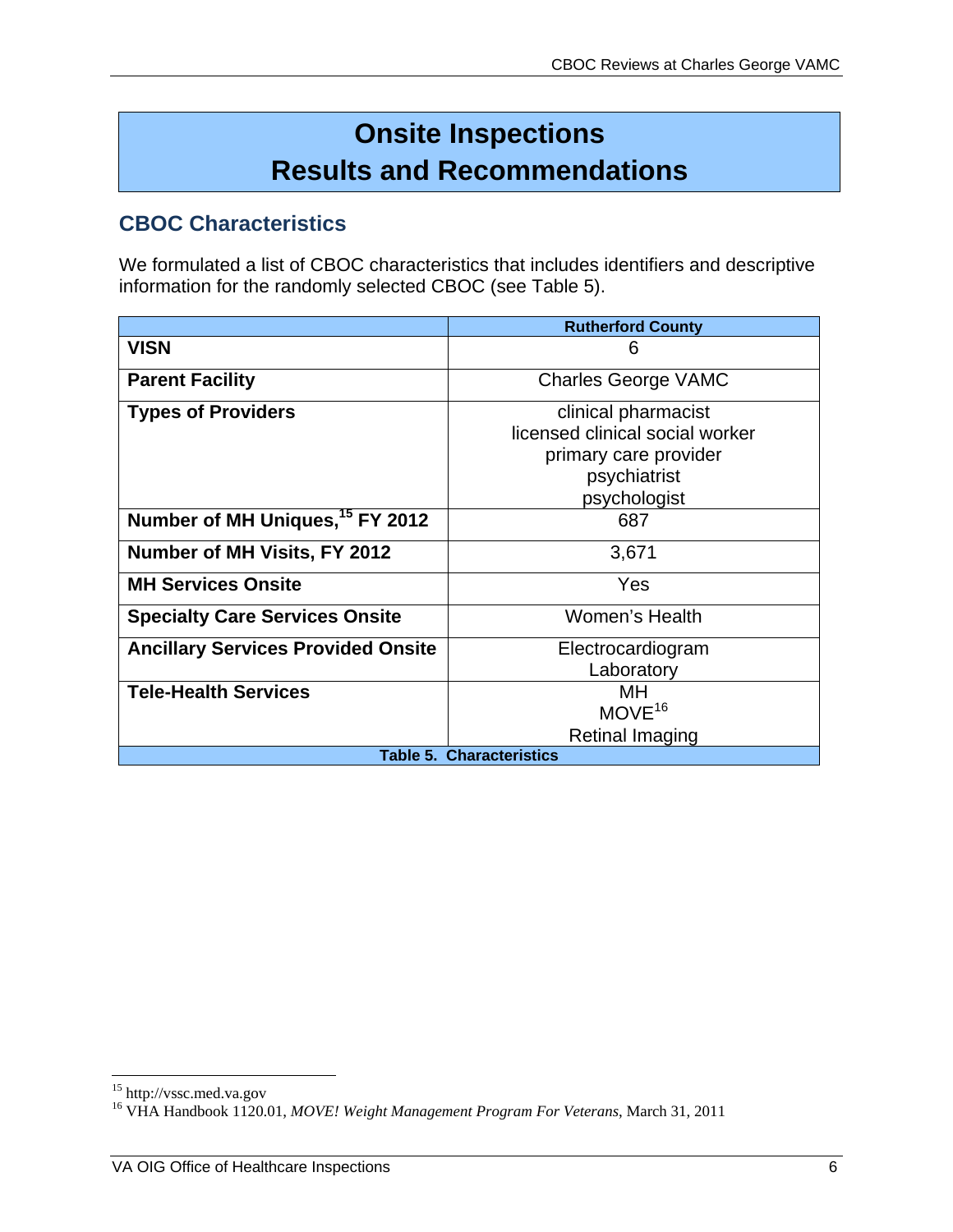# Onsite Inspections Results and Recommendations

## CBOC Characteristics

We formulated a list of CBOC characteristics that includes identifiers and descriptive information for the randomly selected CBOC (see Table 5).

| | Rutherford County |
|---|---|
| **VISN** | 6 |
| **Parent Facility** | Charles George VAMC |
| **Types of Providers** | clinical pharmacist<br>licensed clinical social worker<br>primary care provider<br>psychiatrist<br>psychologist |
| **Number of MH Uniques,[15] FY 2012** | 687 |
| **Number of MH Visits, FY 2012** | 3,671 |
| **MH Services Onsite** | Yes |
| **Specialty Care Services Onsite** | Women's Health |
| **Ancillary Services Provided Onsite** | Electrocardiogram<br>Laboratory |
| **Tele-Health Services** | MH<br>MOVE[16]<br>Retinal Imaging |

**Table 5. Characteristics**

---

[15] http://vssc.med.va.gov

[16] VHA Handbook 1120.01, *MOVE! Weight Management Program For Veterans*, March 31, 2011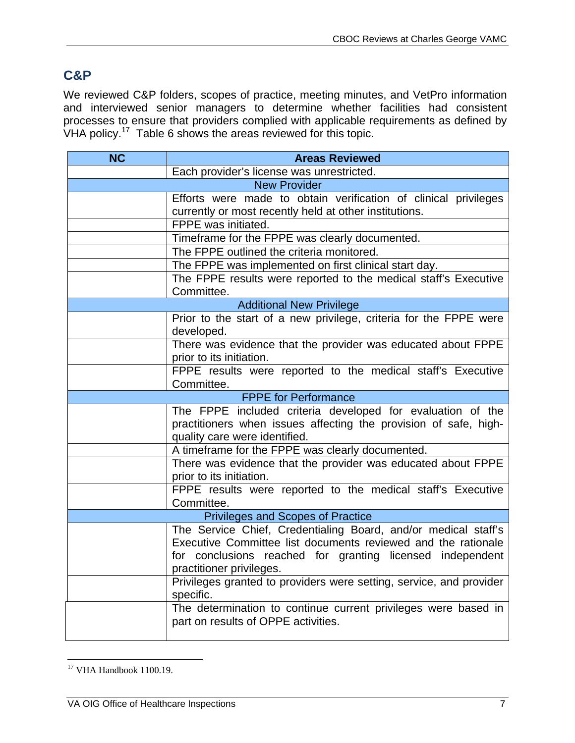## C&P

We reviewed C&P folders, scopes of practice, meeting minutes, and VetPro information and interviewed senior managers to determine whether facilities had consistent processes to ensure that providers complied with applicable requirements as defined by VHA policy.[17] Table 6 shows the areas reviewed for this topic.

| NC | Areas Reviewed |
|---|---|
| | Each provider's license was unrestricted. |
| **New Provider** | |
| | Efforts were made to obtain verification of clinical privileges currently or most recently held at other institutions. |
| | FPPE was initiated. |
| | Timeframe for the FPPE was clearly documented. |
| | The FPPE outlined the criteria monitored. |
| | The FPPE was implemented on first clinical start day. |
| | The FPPE results were reported to the medical staff's Executive Committee. |
| **Additional New Privilege** | |
| | Prior to the start of a new privilege, criteria for the FPPE were developed. |
| | There was evidence that the provider was educated about FPPE prior to its initiation. |
| | FPPE results were reported to the medical staff's Executive Committee. |
| **FPPE for Performance** | |
| | The FPPE included criteria developed for evaluation of the practitioners when issues affecting the provision of safe, high-quality care were identified. |
| | A timeframe for the FPPE was clearly documented. |
| | There was evidence that the provider was educated about FPPE prior to its initiation. |
| | FPPE results were reported to the medical staff's Executive Committee. |
| **Privileges and Scopes of Practice** | |
| | The Service Chief, Credentialing Board, and/or medical staff's Executive Committee list documents reviewed and the rationale for conclusions reached for granting licensed independent practitioner privileges. |
| | Privileges granted to providers were setting, service, and provider specific. |
| | The determination to continue current privileges were based in part on results of OPPE activities. |

[17] VHA Handbook 1100.19.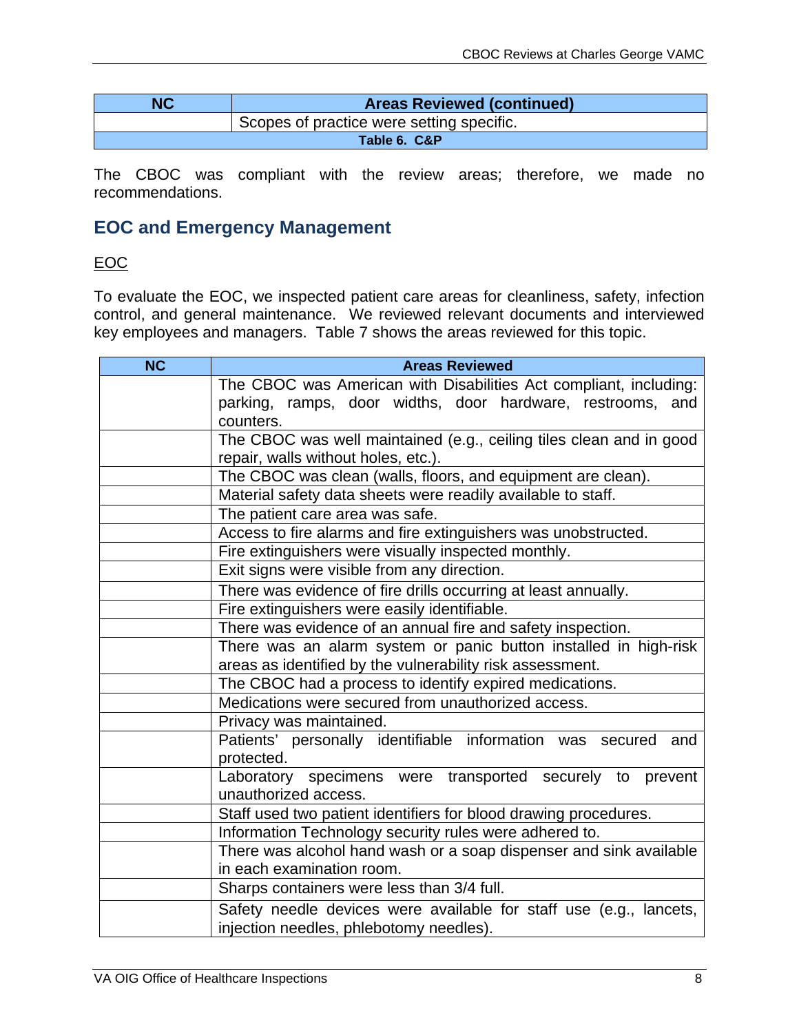| NC | Areas Reviewed (continued) |
|---|---|
| | Scopes of practice were setting specific. |

Table 6. C&P

The CBOC was compliant with the review areas; therefore, we made no recommendations.

## EOC and Emergency Management

EOC

To evaluate the EOC, we inspected patient care areas for cleanliness, safety, infection control, and general maintenance. We reviewed relevant documents and interviewed key employees and managers. Table 7 shows the areas reviewed for this topic.

| NC | Areas Reviewed |
|---|---|
| | The CBOC was American with Disabilities Act compliant, including: parking, ramps, door widths, door hardware, restrooms, and counters. |
| | The CBOC was well maintained (e.g., ceiling tiles clean and in good repair, walls without holes, etc.). |
| | The CBOC was clean (walls, floors, and equipment are clean). |
| | Material safety data sheets were readily available to staff. |
| | The patient care area was safe. |
| | Access to fire alarms and fire extinguishers was unobstructed. |
| | Fire extinguishers were visually inspected monthly. |
| | Exit signs were visible from any direction. |
| | There was evidence of fire drills occurring at least annually. |
| | Fire extinguishers were easily identifiable. |
| | There was evidence of an annual fire and safety inspection. |
| | There was an alarm system or panic button installed in high-risk areas as identified by the vulnerability risk assessment. |
| | The CBOC had a process to identify expired medications. |
| | Medications were secured from unauthorized access. |
| | Privacy was maintained. |
| | Patients' personally identifiable information was secured and protected. |
| | Laboratory specimens were transported securely to prevent unauthorized access. |
| | Staff used two patient identifiers for blood drawing procedures. |
| | Information Technology security rules were adhered to. |
| | There was alcohol hand wash or a soap dispenser and sink available in each examination room. |
| | Sharps containers were less than 3/4 full. |
| | Safety needle devices were available for staff use (e.g., lancets, injection needles, phlebotomy needles). |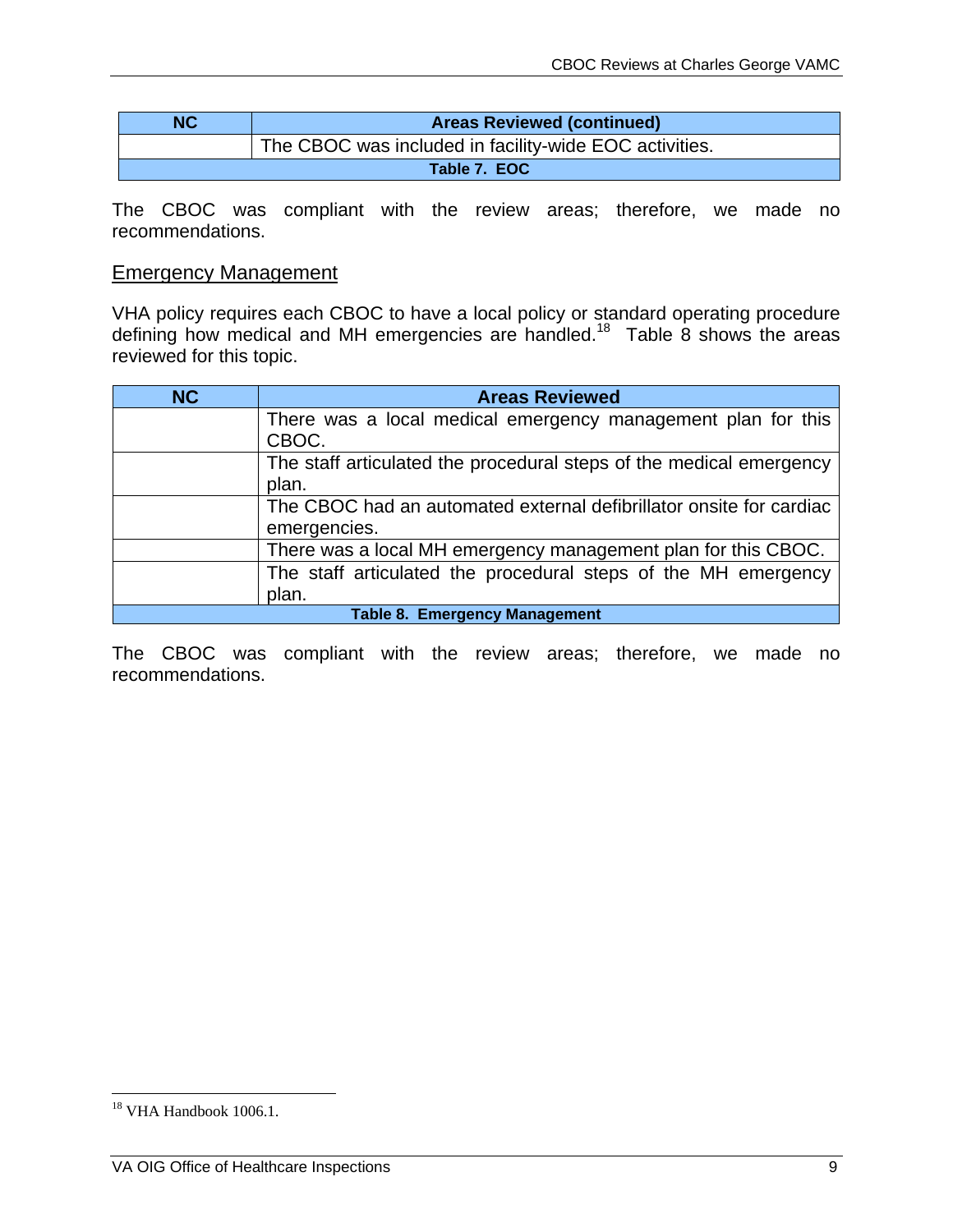| NC | Areas Reviewed (continued) |
|---|---|
| | The CBOC was included in facility-wide EOC activities. |

Table 7. EOC

The CBOC was compliant with the review areas; therefore, we made no recommendations.

## Emergency Management

VHA policy requires each CBOC to have a local policy or standard operating procedure defining how medical and MH emergencies are handled.[18] Table 8 shows the areas reviewed for this topic.

| NC | Areas Reviewed |
|---|---|
| | There was a local medical emergency management plan for this CBOC. |
| | The staff articulated the procedural steps of the medical emergency plan. |
| | The CBOC had an automated external defibrillator onsite for cardiac emergencies. |
| | There was a local MH emergency management plan for this CBOC. |
| | The staff articulated the procedural steps of the MH emergency plan. |

Table 8. Emergency Management

The CBOC was compliant with the review areas; therefore, we made no recommendations.

[18] VHA Handbook 1006.1.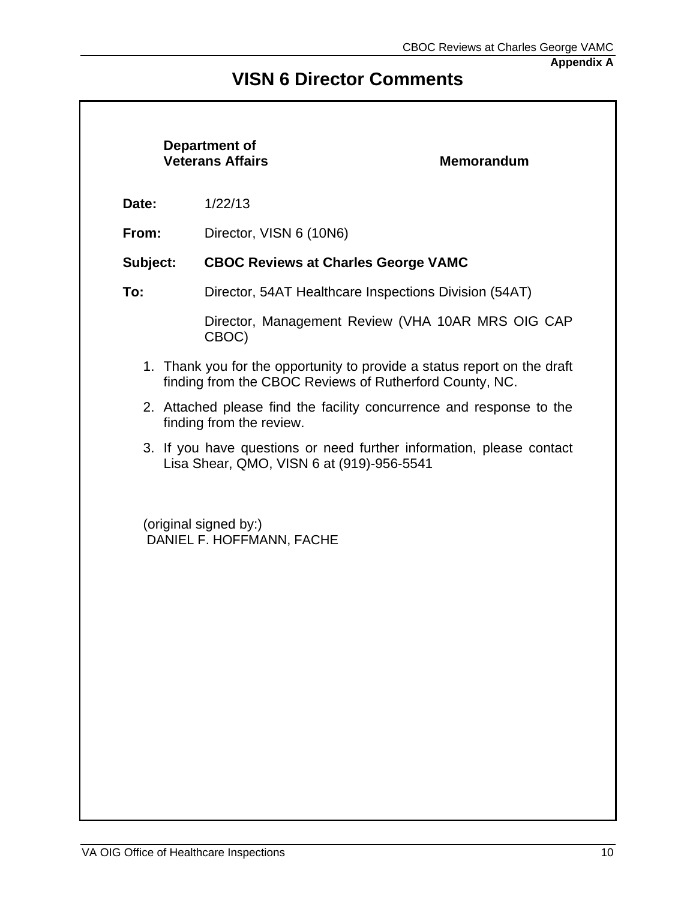**Appendix A**

# VISN 6 Director Comments

**Department of Veterans Affairs** **Memorandum**

**Date:** 1/22/13

**From:** Director, VISN 6 (10N6)

**Subject:** **CBOC Reviews at Charles George VAMC**

**To:** Director, 54AT Healthcare Inspections Division (54AT)

Director, Management Review (VHA 10AR MRS OIG CAP CBOC)

1. Thank you for the opportunity to provide a status report on the draft finding from the CBOC Reviews of Rutherford County, NC.
2. Attached please find the facility concurrence and response to the finding from the review.
3. If you have questions or need further information, please contact Lisa Shear, QMO, VISN 6 at (919)-956-5541

(original signed by:)
DANIEL F. HOFFMANN, FACHE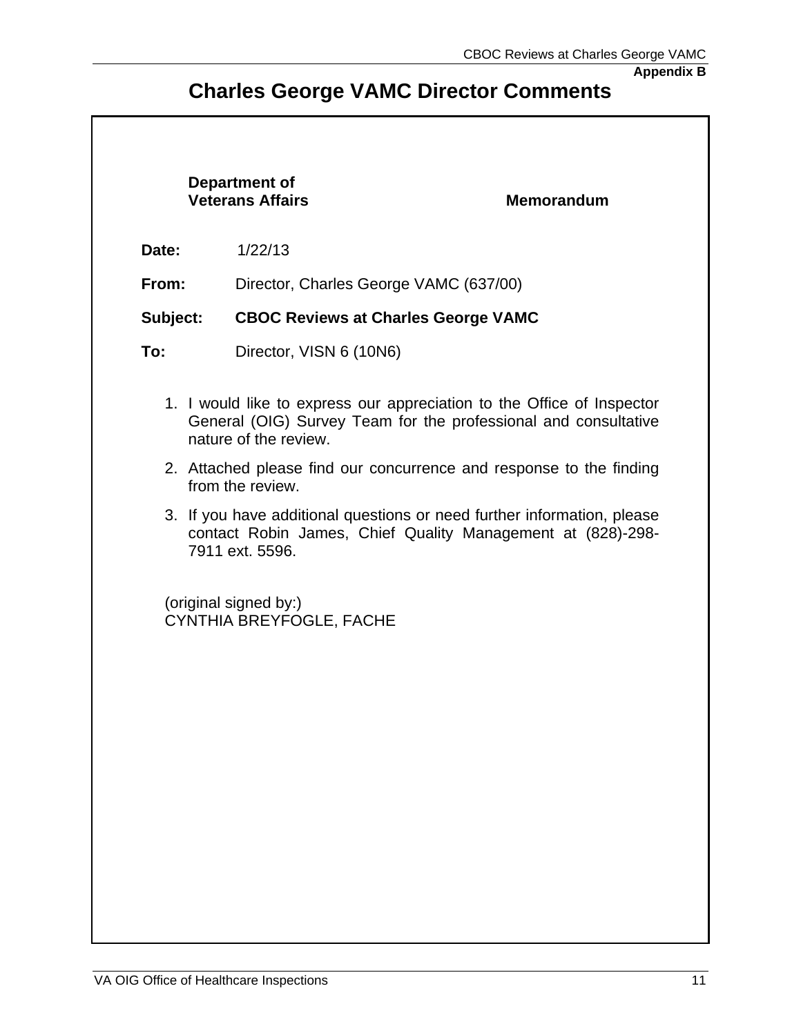**Appendix B**

# Charles George VAMC Director Comments

**Department of Veterans Affairs** **Memorandum**

**Date:** 1/22/13

**From:** Director, Charles George VAMC (637/00)

**Subject:** **CBOC Reviews at Charles George VAMC**

**To:** Director, VISN 6 (10N6)

1. I would like to express our appreciation to the Office of Inspector General (OIG) Survey Team for the professional and consultative nature of the review.
2. Attached please find our concurrence and response to the finding from the review.
3. If you have additional questions or need further information, please contact Robin James, Chief Quality Management at (828)-298-7911 ext. 5596.

(original signed by:)
CYNTHIA BREYFOGLE, FACHE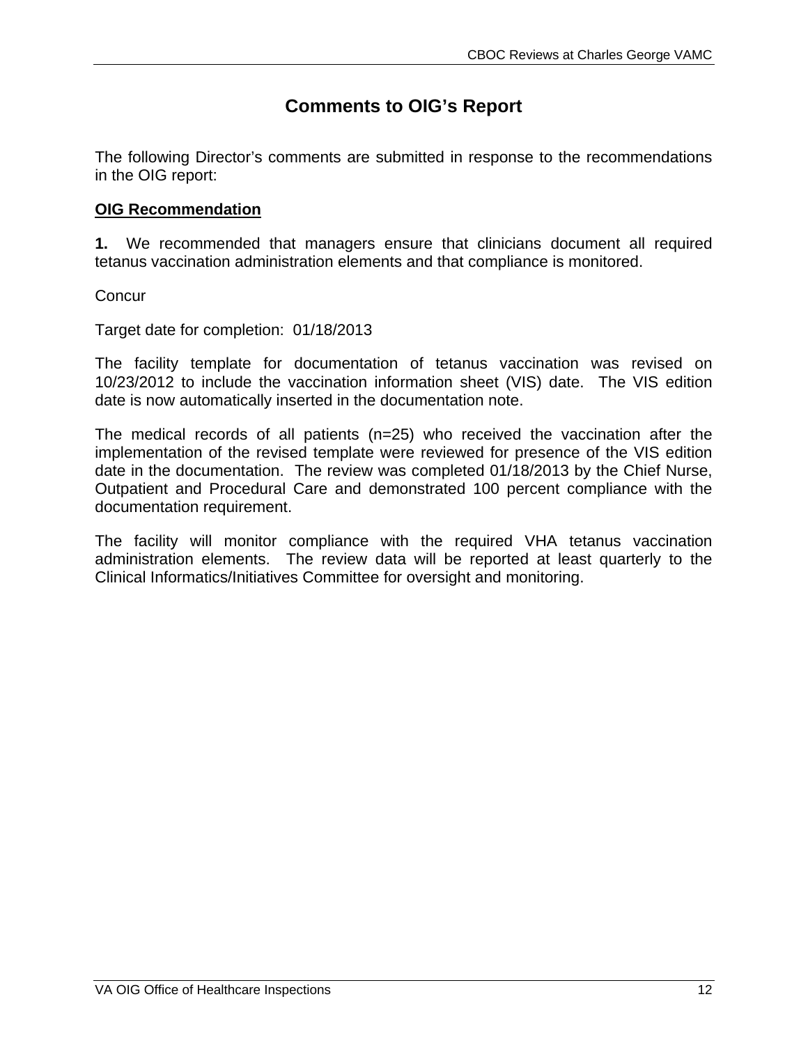## Comments to OIG's Report

The following Director's comments are submitted in response to the recommendations in the OIG report:

**OIG Recommendation**

**1.** We recommended that managers ensure that clinicians document all required tetanus vaccination administration elements and that compliance is monitored.

Concur

Target date for completion: 01/18/2013

The facility template for documentation of tetanus vaccination was revised on 10/23/2012 to include the vaccination information sheet (VIS) date. The VIS edition date is now automatically inserted in the documentation note.

The medical records of all patients (n=25) who received the vaccination after the implementation of the revised template were reviewed for presence of the VIS edition date in the documentation. The review was completed 01/18/2013 by the Chief Nurse, Outpatient and Procedural Care and demonstrated 100 percent compliance with the documentation requirement.

The facility will monitor compliance with the required VHA tetanus vaccination administration elements. The review data will be reported at least quarterly to the Clinical Informatics/Initiatives Committee for oversight and monitoring.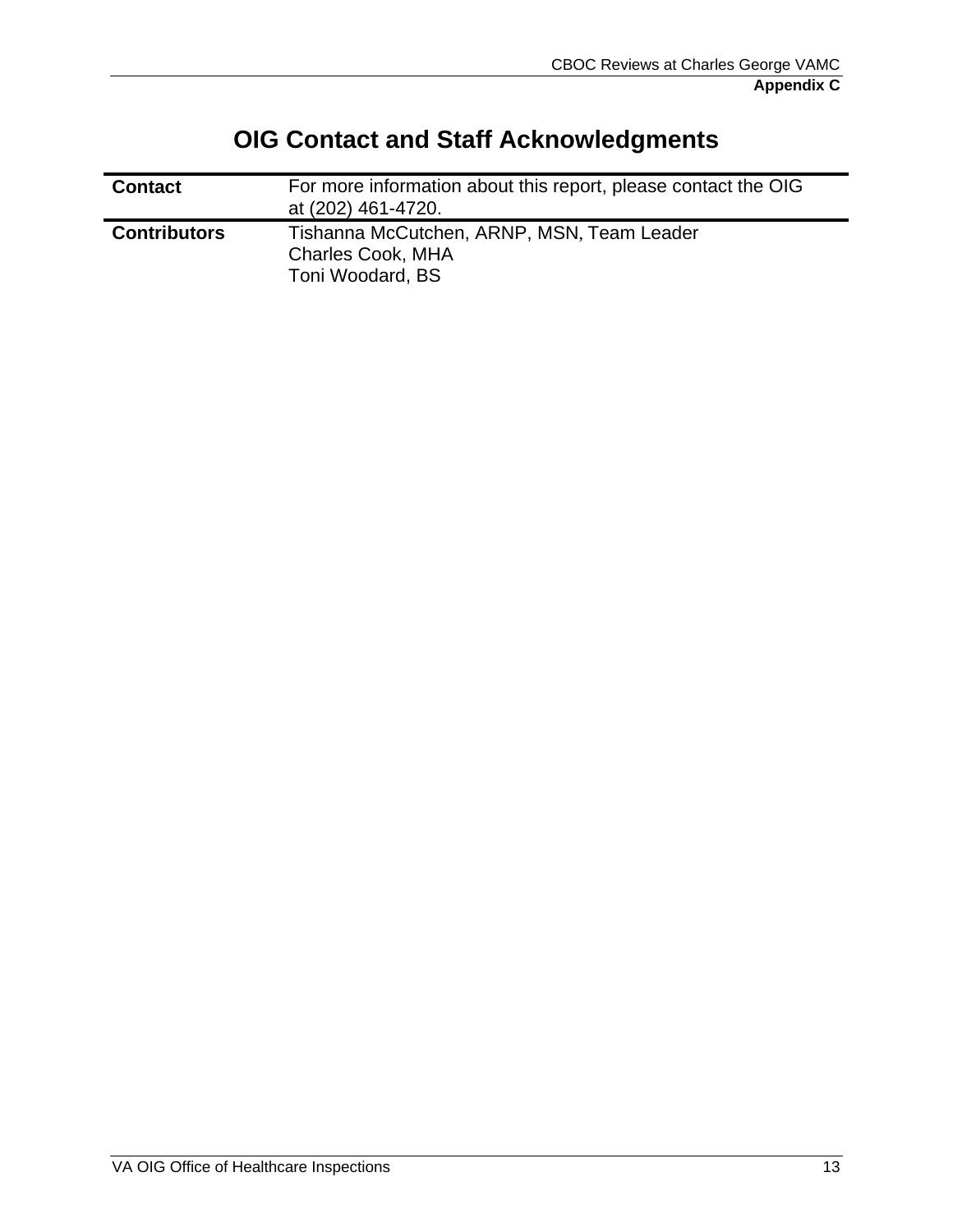# OIG Contact and Staff Acknowledgments

| | |
|---|---|
| **Contact** | For more information about this report, please contact the OIG at (202) 461-4720. |
| **Contributors** | Tishanna McCutchen, ARNP, MSN, Team Leader<br>Charles Cook, MHA<br>Toni Woodard, BS |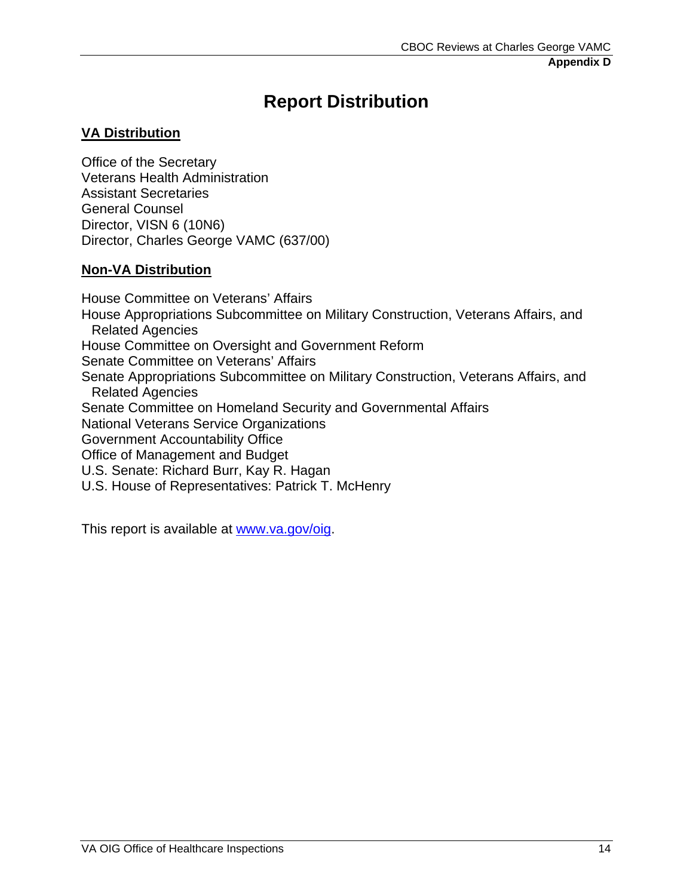**Appendix D**

# Report Distribution

## VA Distribution

Office of the Secretary
Veterans Health Administration
Assistant Secretaries
General Counsel
Director, VISN 6 (10N6)
Director, Charles George VAMC (637/00)

## Non-VA Distribution

House Committee on Veterans' Affairs
House Appropriations Subcommittee on Military Construction, Veterans Affairs, and Related Agencies
House Committee on Oversight and Government Reform
Senate Committee on Veterans' Affairs
Senate Appropriations Subcommittee on Military Construction, Veterans Affairs, and Related Agencies
Senate Committee on Homeland Security and Governmental Affairs
National Veterans Service Organizations
Government Accountability Office
Office of Management and Budget
U.S. Senate: Richard Burr, Kay R. Hagan
U.S. House of Representatives: Patrick T. McHenry

This report is available at [www.va.gov/oig](http://www.va.gov/oig).